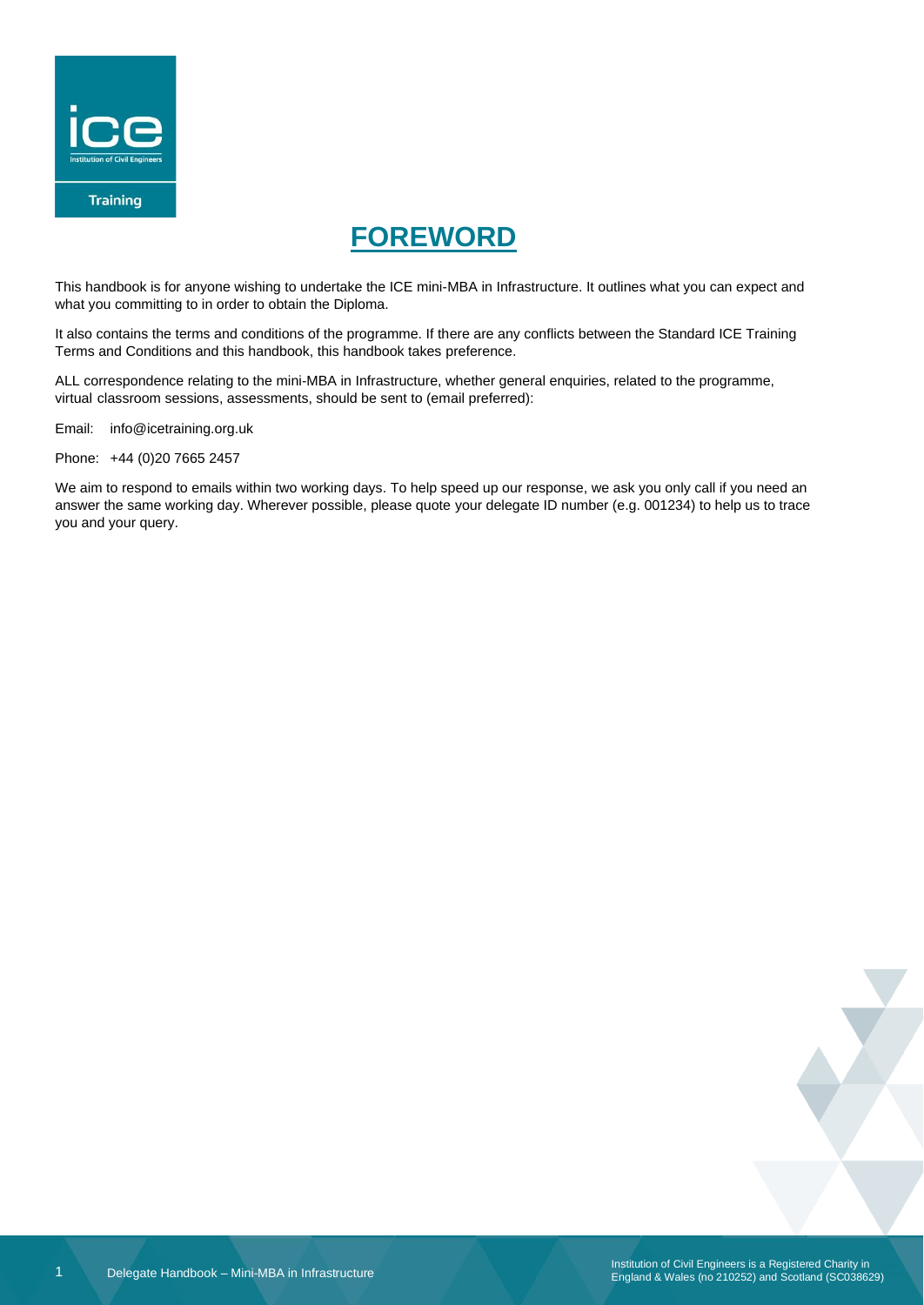# FOREWORD

This handbook is for anyone wishing to undertake the ICE mini-MBA in Infrastructure. It outlines what you can expect and what you committing to in order to obtain the Diploma.

It also contains the terms and conditions of the programme. If there are any conflicts between the Standard ICE Training Terms and Conditions and this handbook, this handbook takes preference.

ALL correspondence relating to the mini-MBA in Infrastructure, whether general enquiries, related to the programme, virtual classroom sessions, assessments, should be sent to (email preferred):

Email: info@icetraining.org.uk

Phone: +44 (0)20 7665 2457

We aim to respond to emails within two working days. To help speed up our response, we ask you only call if you need an answer the same working day. Wherever possible, please quote your delegate ID number (e.g. 001234) to help us to trace you and your query.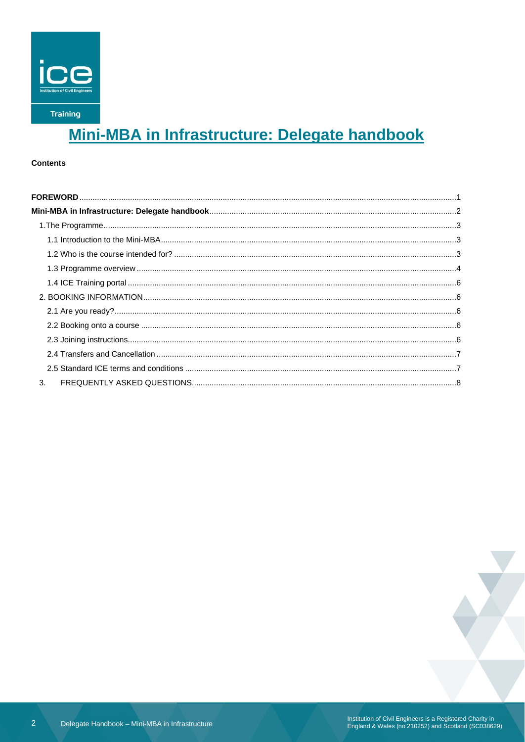# Mini-MBA in Infrastructure: Delegate handbook

**Contents**

- **FOREWORD** ... 1
- **Mini-MBA in Infrastructure: Delegate handbook** ... 2
  - 1.The Programme ... 3
    - 1.1 Introduction to the Mini-MBA ... 3
    - 1.2 Who is the course intended for? ... 3
    - 1.3 Programme overview ... 4
    - 1.4 ICE Training portal ... 6
  - 2. BOOKING INFORMATION ... 6
    - 2.1 Are you ready? ... 6
    - 2.2 Booking onto a course ... 6
    - 2.3 Joining instructions ... 6
    - 2.4 Transfers and Cancellation ... 7
    - 2.5 Standard ICE terms and conditions ... 7
  - 3. FREQUENTLY ASKED QUESTIONS ... 8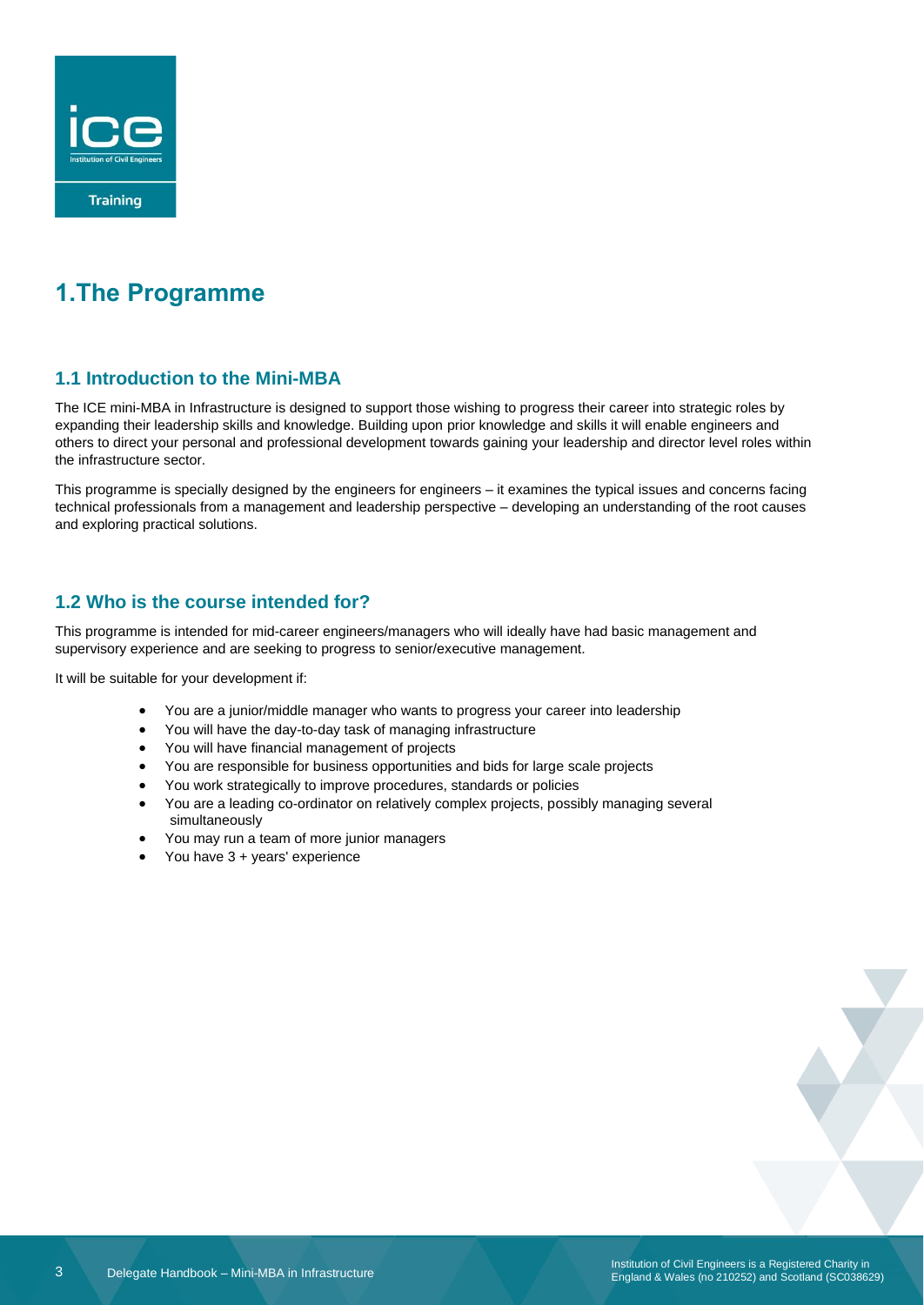# 1.The Programme

## 1.1 Introduction to the Mini-MBA

The ICE mini-MBA in Infrastructure is designed to support those wishing to progress their career into strategic roles by expanding their leadership skills and knowledge. Building upon prior knowledge and skills it will enable engineers and others to direct your personal and professional development towards gaining your leadership and director level roles within the infrastructure sector.

This programme is specially designed by the engineers for engineers – it examines the typical issues and concerns facing technical professionals from a management and leadership perspective – developing an understanding of the root causes and exploring practical solutions.

## 1.2 Who is the course intended for?

This programme is intended for mid-career engineers/managers who will ideally have had basic management and supervisory experience and are seeking to progress to senior/executive management.

It will be suitable for your development if:

- You are a junior/middle manager who wants to progress your career into leadership
- You will have the day-to-day task of managing infrastructure
- You will have financial management of projects
- You are responsible for business opportunities and bids for large scale projects
- You work strategically to improve procedures, standards or policies
- You are a leading co-ordinator on relatively complex projects, possibly managing several simultaneously
- You may run a team of more junior managers
- You have 3 + years' experience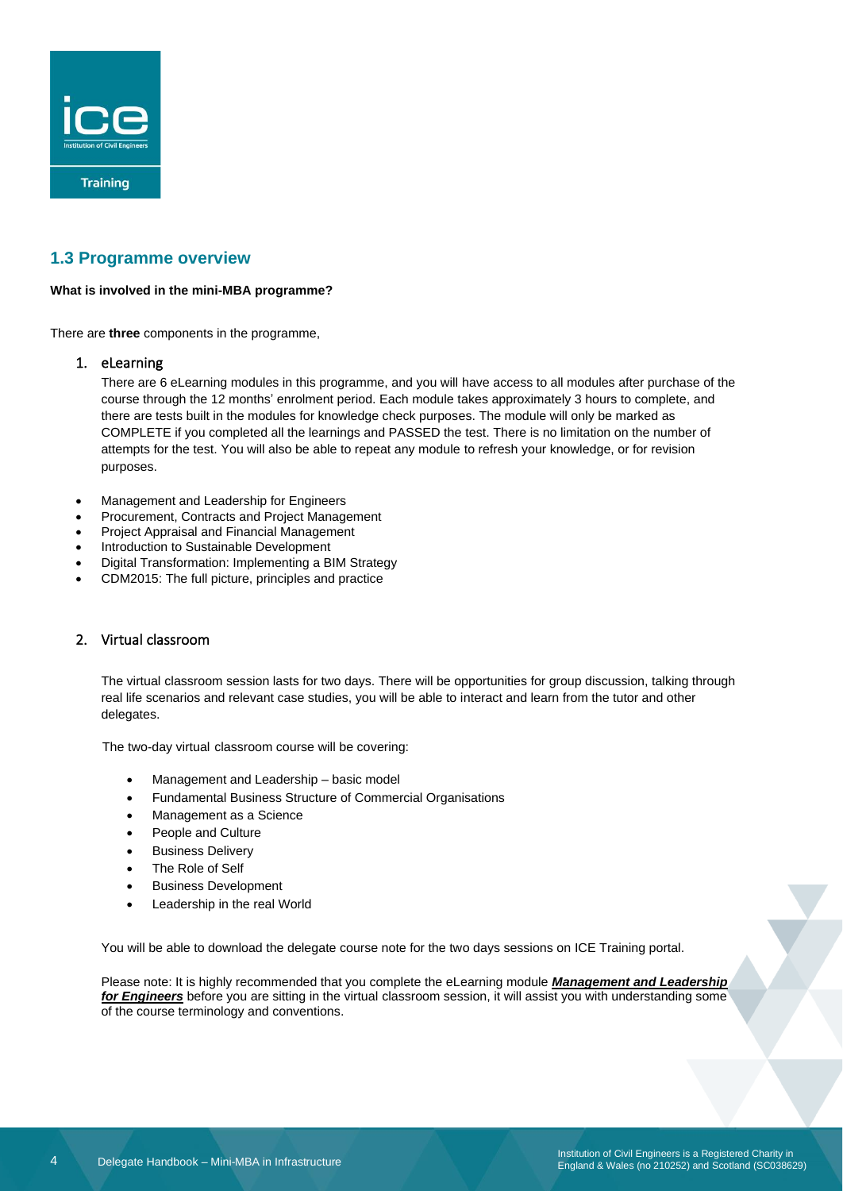## 1.3 Programme overview

**What is involved in the mini-MBA programme?**

There are **three** components in the programme,

1. eLearning

   There are 6 eLearning modules in this programme, and you will have access to all modules after purchase of the course through the 12 months' enrolment period. Each module takes approximately 3 hours to complete, and there are tests built in the modules for knowledge check purposes. The module will only be marked as COMPLETE if you completed all the learnings and PASSED the test. There is no limitation on the number of attempts for the test. You will also be able to repeat any module to refresh your knowledge, or for revision purposes.

- Management and Leadership for Engineers
- Procurement, Contracts and Project Management
- Project Appraisal and Financial Management
- Introduction to Sustainable Development
- Digital Transformation: Implementing a BIM Strategy
- CDM2015: The full picture, principles and practice

2. Virtual classroom

   The virtual classroom session lasts for two days. There will be opportunities for group discussion, talking through real life scenarios and relevant case studies, you will be able to interact and learn from the tutor and other delegates.

   The two-day virtual classroom course will be covering:

   - Management and Leadership – basic model
   - Fundamental Business Structure of Commercial Organisations
   - Management as a Science
   - People and Culture
   - Business Delivery
   - The Role of Self
   - Business Development
   - Leadership in the real World

   You will be able to download the delegate course note for the two days sessions on ICE Training portal.

   Please note: It is highly recommended that you complete the eLearning module ***Management and Leadership for Engineers*** before you are sitting in the virtual classroom session, it will assist you with understanding some of the course terminology and conventions.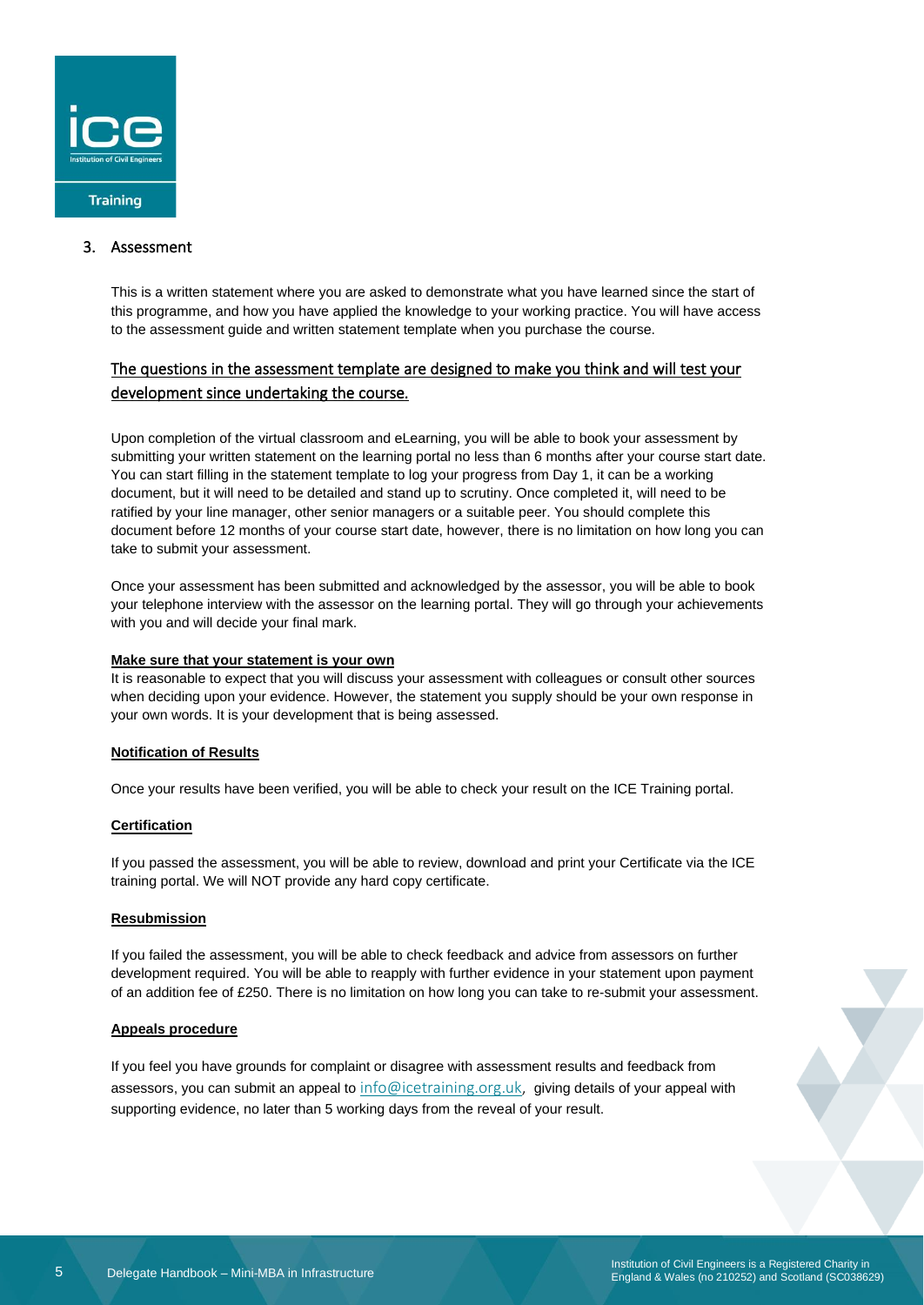## 3. Assessment

This is a written statement where you are asked to demonstrate what you have learned since the start of this programme, and how you have applied the knowledge to your working practice. You will have access to the assessment guide and written statement template when you purchase the course.

**The questions in the assessment template are designed to make you think and will test your development since undertaking the course.**

Upon completion of the virtual classroom and eLearning, you will be able to book your assessment by submitting your written statement on the learning portal no less than 6 months after your course start date. You can start filling in the statement template to log your progress from Day 1, it can be a working document, but it will need to be detailed and stand up to scrutiny. Once completed it, will need to be ratified by your line manager, other senior managers or a suitable peer. You should complete this document before 12 months of your course start date, however, there is no limitation on how long you can take to submit your assessment.

Once your assessment has been submitted and acknowledged by the assessor, you will be able to book your telephone interview with the assessor on the learning portal. They will go through your achievements with you and will decide your final mark.

**Make sure that your statement is your own**

It is reasonable to expect that you will discuss your assessment with colleagues or consult other sources when deciding upon your evidence. However, the statement you supply should be your own response in your own words. It is your development that is being assessed.

**Notification of Results**

Once your results have been verified, you will be able to check your result on the ICE Training portal.

**Certification**

If you passed the assessment, you will be able to review, download and print your Certificate via the ICE training portal. We will NOT provide any hard copy certificate.

**Resubmission**

If you failed the assessment, you will be able to check feedback and advice from assessors on further development required. You will be able to reapply with further evidence in your statement upon payment of an addition fee of £250. There is no limitation on how long you can take to re-submit your assessment.

**Appeals procedure**

If you feel you have grounds for complaint or disagree with assessment results and feedback from assessors, you can submit an appeal to info@icetraining.org.uk, giving details of your appeal with supporting evidence, no later than 5 working days from the reveal of your result.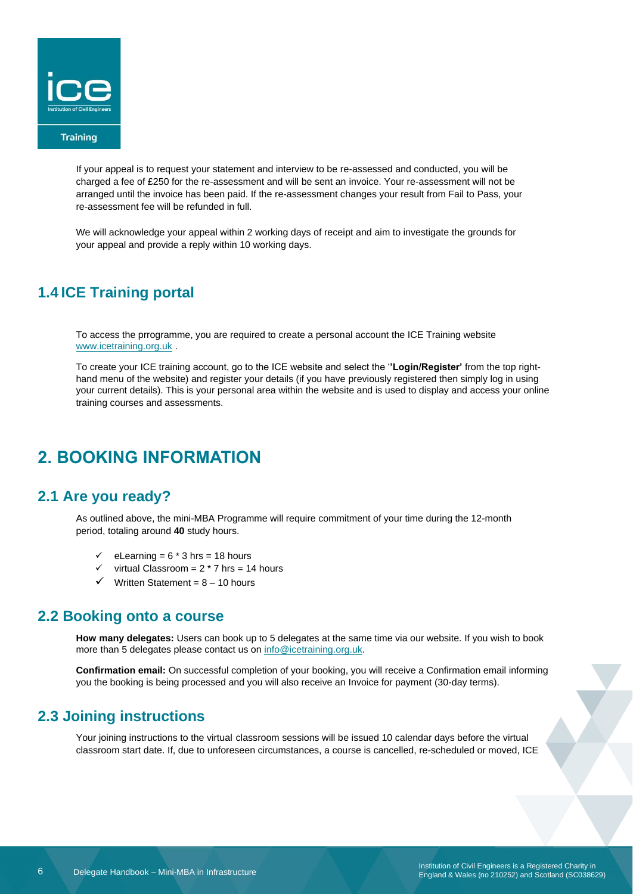If your appeal is to request your statement and interview to be re-assessed and conducted, you will be charged a fee of £250 for the re-assessment and will be sent an invoice. Your re-assessment will not be arranged until the invoice has been paid. If the re-assessment changes your result from Fail to Pass, your re-assessment fee will be refunded in full.

We will acknowledge your appeal within 2 working days of receipt and aim to investigate the grounds for your appeal and provide a reply within 10 working days.

## 1.4 ICE Training portal

To access the prrogramme, you are required to create a personal account the ICE Training website [www.icetraining.org.uk](www.icetraining.org.uk) .

To create your ICE training account, go to the ICE website and select the '**'Login/Register'** from the top right-hand menu of the website) and register your details (if you have previously registered then simply log in using your current details). This is your personal area within the website and is used to display and access your online training courses and assessments.

# 2. BOOKING INFORMATION

## 2.1 Are you ready?

As outlined above, the mini-MBA Programme will require commitment of your time during the 12-month period, totaling around **40** study hours.

- ✓ eLearning = 6 * 3 hrs = 18 hours
- ✓ virtual Classroom = 2 * 7 hrs = 14 hours
- ✓ Written Statement = 8 – 10 hours

## 2.2 Booking onto a course

**How many delegates:** Users can book up to 5 delegates at the same time via our website. If you wish to book more than 5 delegates please contact us on [info@icetraining.org.uk](mailto:info@icetraining.org.uk).

**Confirmation email:** On successful completion of your booking, you will receive a Confirmation email informing you the booking is being processed and you will also receive an Invoice for payment (30-day terms).

## 2.3 Joining instructions

Your joining instructions to the virtual classroom sessions will be issued 10 calendar days before the virtual classroom start date. If, due to unforeseen circumstances, a course is cancelled, re-scheduled or moved, ICE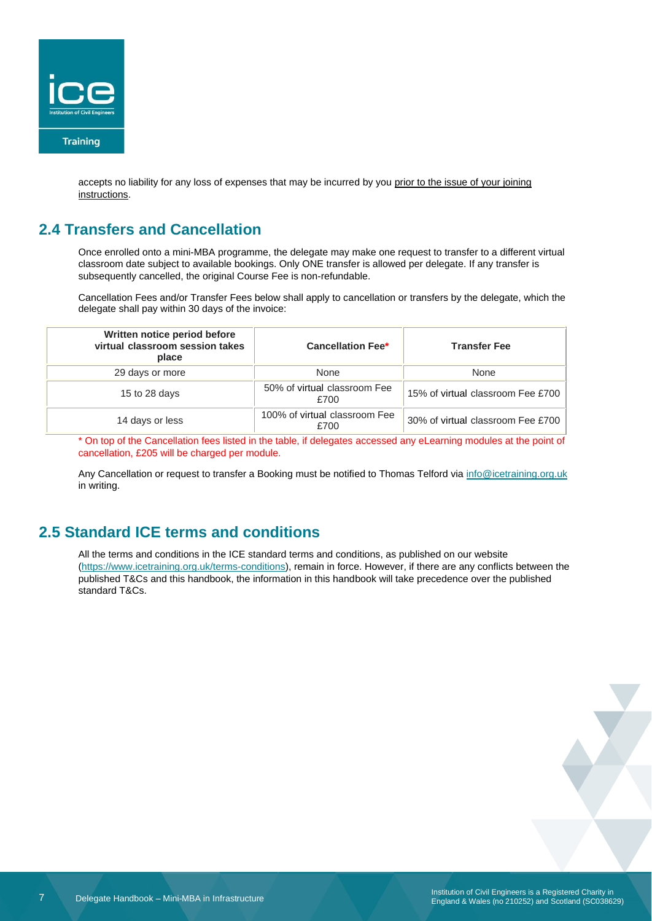accepts no liability for any loss of expenses that may be incurred by you prior to the issue of your joining instructions.

## 2.4 Transfers and Cancellation

Once enrolled onto a mini-MBA programme, the delegate may make one request to transfer to a different virtual classroom date subject to available bookings. Only ONE transfer is allowed per delegate. If any transfer is subsequently cancelled, the original Course Fee is non-refundable.

Cancellation Fees and/or Transfer Fees below shall apply to cancellation or transfers by the delegate, which the delegate shall pay within 30 days of the invoice:

| Written notice period before virtual classroom session takes place | Cancellation Fee* | Transfer Fee |
|---|---|---|
| 29 days or more | None | None |
| 15 to 28 days | 50% of virtual classroom Fee £700 | 15% of virtual classroom Fee £700 |
| 14 days or less | 100% of virtual classroom Fee £700 | 30% of virtual classroom Fee £700 |

* On top of the Cancellation fees listed in the table, if delegates accessed any eLearning modules at the point of cancellation, £205 will be charged per module.

Any Cancellation or request to transfer a Booking must be notified to Thomas Telford via info@icetraining.org.uk in writing.

## 2.5 Standard ICE terms and conditions

All the terms and conditions in the ICE standard terms and conditions, as published on our website (https://www.icetraining.org.uk/terms-conditions), remain in force. However, if there are any conflicts between the published T&Cs and this handbook, the information in this handbook will take precedence over the published standard T&Cs.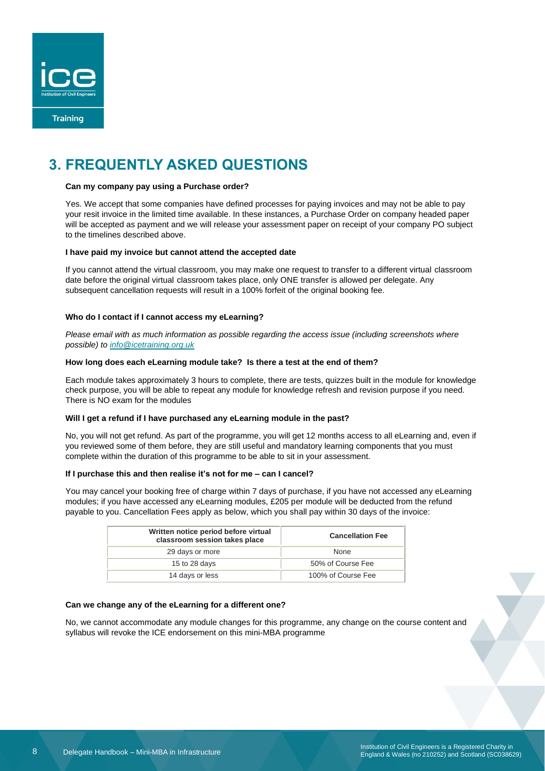## 3. FREQUENTLY ASKED QUESTIONS

**Can my company pay using a Purchase order?**

Yes. We accept that some companies have defined processes for paying invoices and may not be able to pay your resit invoice in the limited time available. In these instances, a Purchase Order on company headed paper will be accepted as payment and we will release your assessment paper on receipt of your company PO subject to the timelines described above.

**I have paid my invoice but cannot attend the accepted date**

If you cannot attend the virtual classroom, you may make one request to transfer to a different virtual classroom date before the original virtual classroom takes place, only ONE transfer is allowed per delegate. Any subsequent cancellation requests will result in a 100% forfeit of the original booking fee.

**Who do I contact if I cannot access my eLearning?**

*Please email with as much information as possible regarding the access issue (including screenshots where possible) to [info@icetraining.org.uk](mailto:info@icetraining.org.uk)*

**How long does each eLearning module take? Is there a test at the end of them?**

Each module takes approximately 3 hours to complete, there are tests, quizzes built in the module for knowledge check purpose, you will be able to repeat any module for knowledge refresh and revision purpose if you need. There is NO exam for the modules

**Will I get a refund if I have purchased any eLearning module in the past?**

No, you will not get refund. As part of the programme, you will get 12 months access to all eLearning and, even if you reviewed some of them before, they are still useful and mandatory learning components that you must complete within the duration of this programme to be able to sit in your assessment.

**If I purchase this and then realise it's not for me – can I cancel?**

You may cancel your booking free of charge within 7 days of purchase, if you have not accessed any eLearning modules; if you have accessed any eLearning modules, £205 per module will be deducted from the refund payable to you. Cancellation Fees apply as below, which you shall pay within 30 days of the invoice:

| Written notice period before virtual classroom session takes place | Cancellation Fee |
| --- | --- |
| 29 days or more | None |
| 15 to 28 days | 50% of Course Fee |
| 14 days or less | 100% of Course Fee |

**Can we change any of the eLearning for a different one?**

No, we cannot accommodate any module changes for this programme, any change on the course content and syllabus will revoke the ICE endorsement on this mini-MBA programme